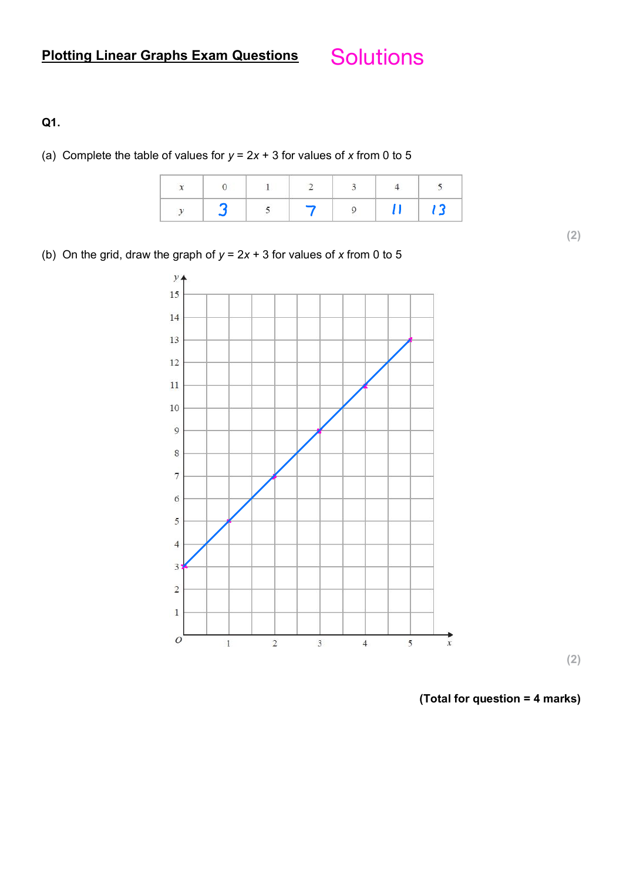**Plotting Linear Graphs Exam Questions** Solutions

**Q1.**

(a) Complete the table of values for $y = 2x + 3$ for values of $x$ from 0 to 5

| $x$ | 0 | 1 | 2 | 3 | 4 | 5 |
|---|---|---|---|---|---|---|
| $y$ | 3 | 5 | 7 | 9 | 11 | 13 |

(2)

(b) On the grid, draw the graph of $y = 2x + 3$ for values of $x$ from 0 to 5

y

15
14
13
12
11
10
9
8
7
6
5
4
3
2
1

O

1
2
3
4
5

x

(2)

**(Total for question = 4 marks)**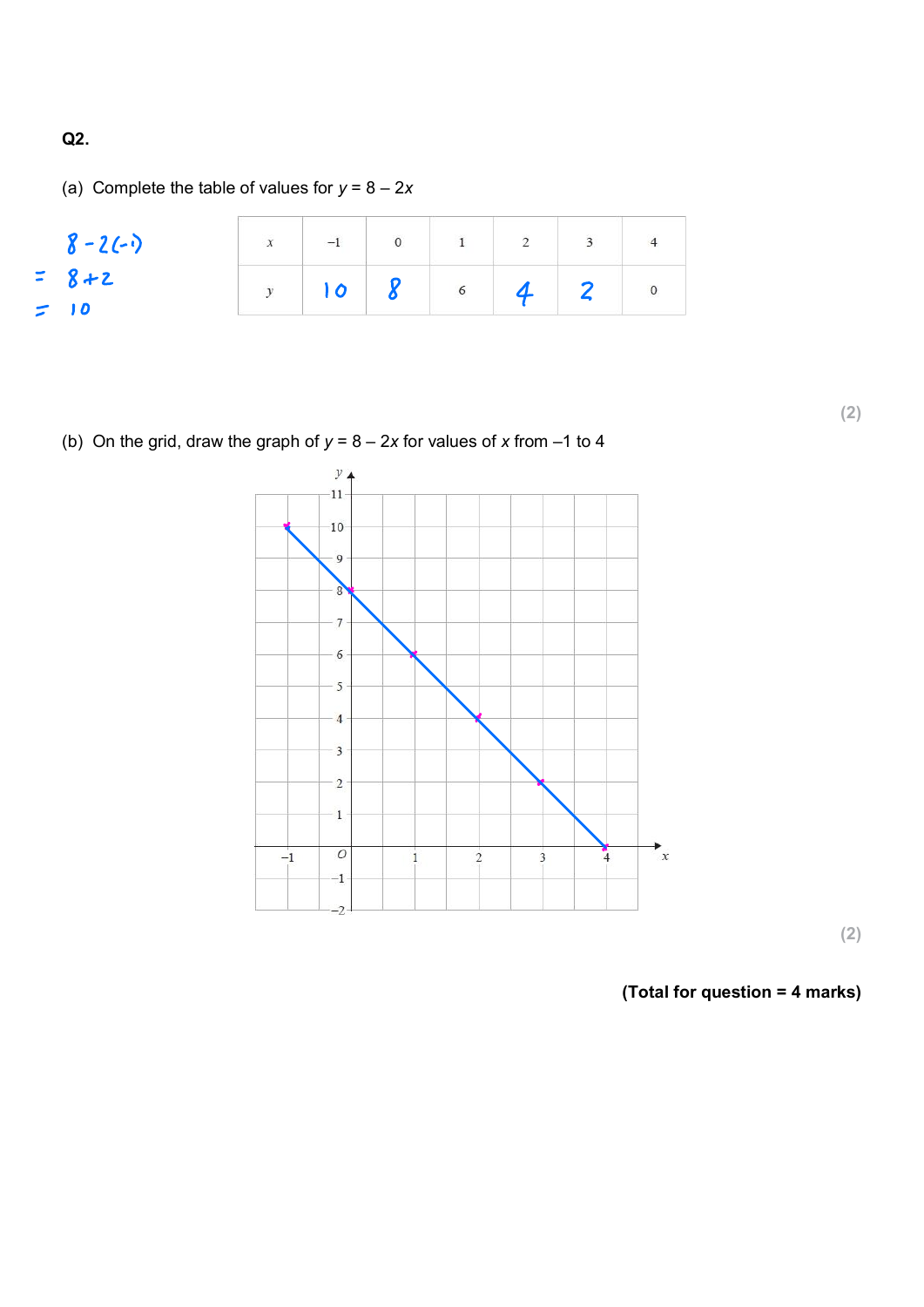**Q2.**

(a) Complete the table of values for $y = 8 - 2x$

$8 - 2(-1)$

$= 8 + 2$

$= 10$

| $x$ | $-1$ | 0 | 1 | 2 | 3 | 4 |
|---|---|---|---|---|---|---|
| $y$ | 10 | 8 | 6 | 4 | 2 | 0 |

**(2)**

(b) On the grid, draw the graph of $y = 8 - 2x$ for values of $x$ from $-1$ to 4

y

11
10
9
8
7
6
5
4
3
2
1
O
−1
−2

−1
1
2
3
4
x

**(2)**

**(Total for question = 4 marks)**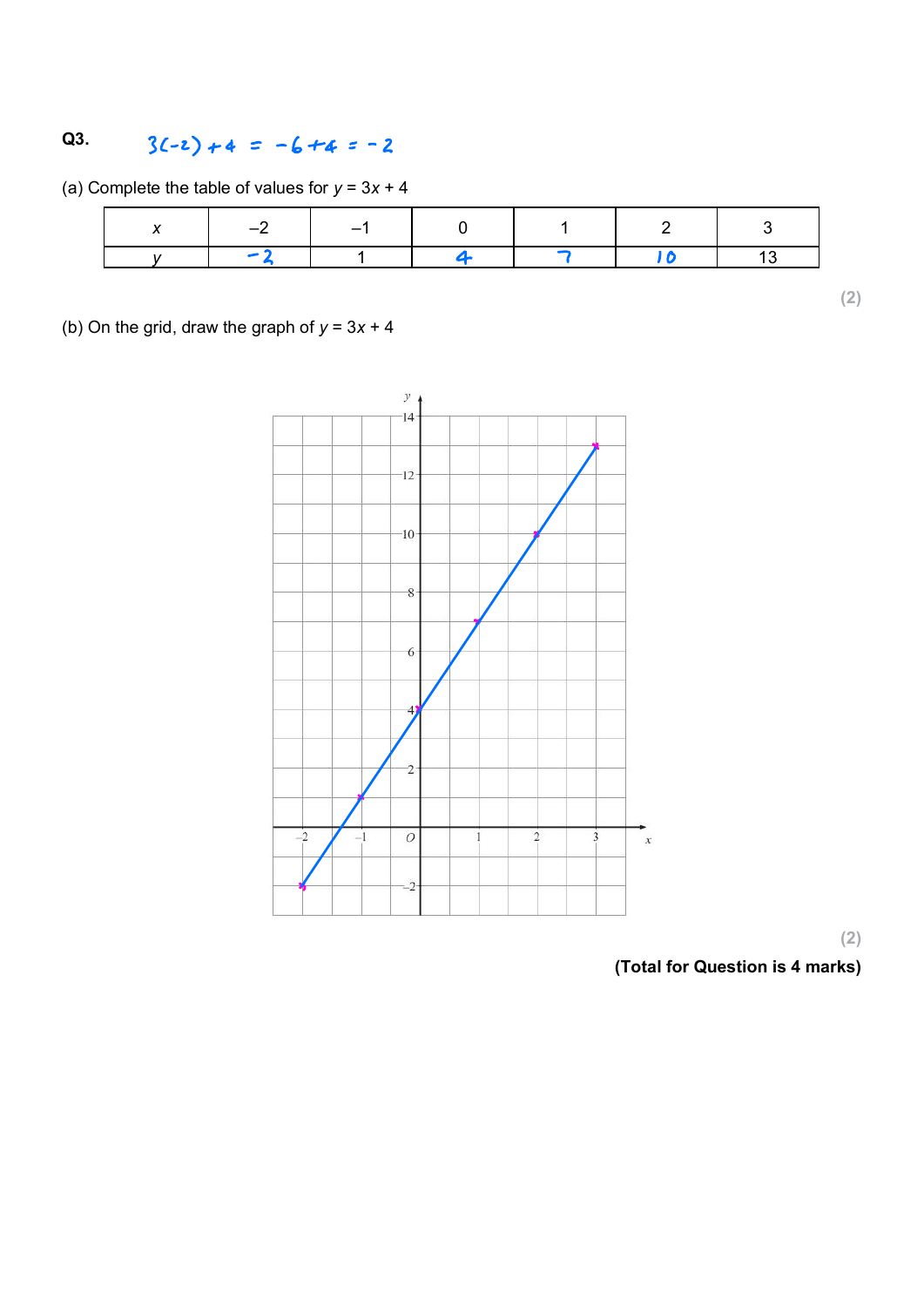**Q3.** $3(-2)+4 = -6+4 = -2$

(a) Complete the table of values for $y = 3x + 4$

| | | | | | | |
|---|---|---|---|---|---|---|
| $x$ | –2 | –1 | 0 | 1 | 2 | 3 |
| $y$ | –2 | 1 | 4 | 7 | 10 | 13 |

**(2)**

(b) On the grid, draw the graph of $y = 3x + 4$

y
14
12
10
8
6
4
2
O
–2
x
–2
–1
1
2
3

**(2)**

**(Total for Question is 4 marks)**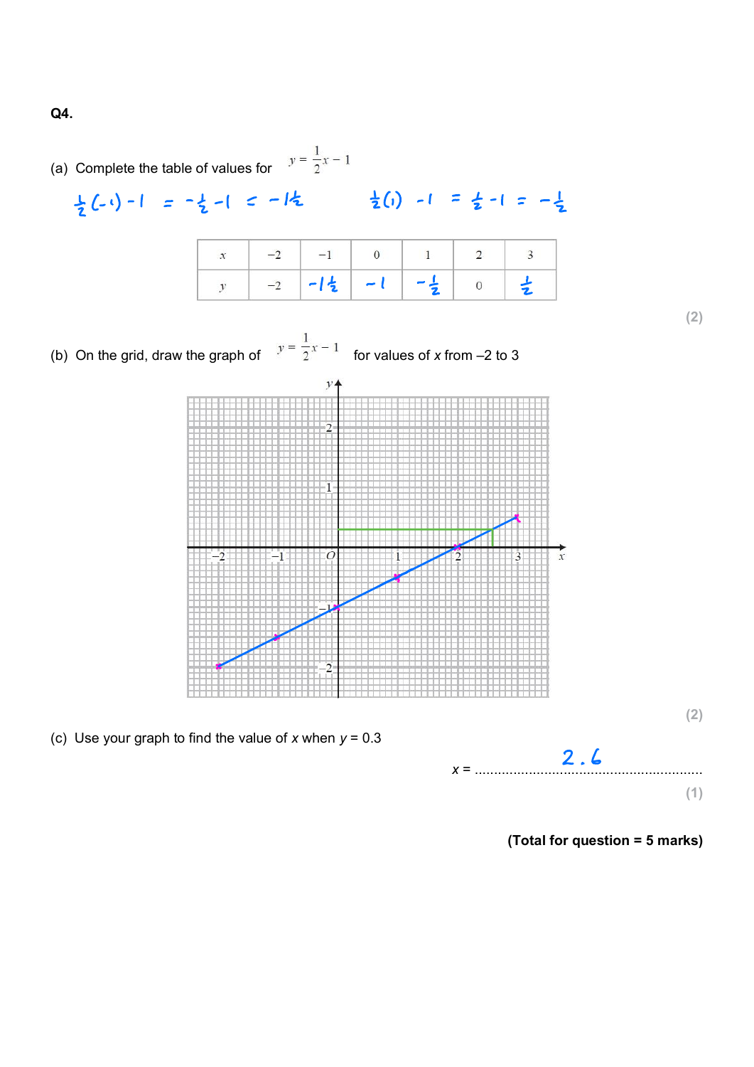**Q4.**

(a) Complete the table of values for $y = \frac{1}{2}x - 1$

$\frac{1}{2}(-1) - 1 = -\frac{1}{2} - 1 = -1\frac{1}{2}$ $\frac{1}{2}(1) - 1 = \frac{1}{2} - 1 = -\frac{1}{2}$

| $x$ | $-2$ | $-1$ | $0$ | $1$ | $2$ | $3$ |
|---|---|---|---|---|---|---|
| $y$ | $-2$ | $-1\frac{1}{2}$ | $-1$ | $-\frac{1}{2}$ | $0$ | $\frac{1}{2}$ |

**(2)**

(b) On the grid, draw the graph of $y = \frac{1}{2}x - 1$ for values of $x$ from $-2$ to $3$

y
2
1
O
−1
−2
−2
−1
1
2
3
x

**(2)**

(c) Use your graph to find the value of $x$ when $y = 0.3$

$x =$ 2.6

**(1)**

**(Total for question = 5 marks)**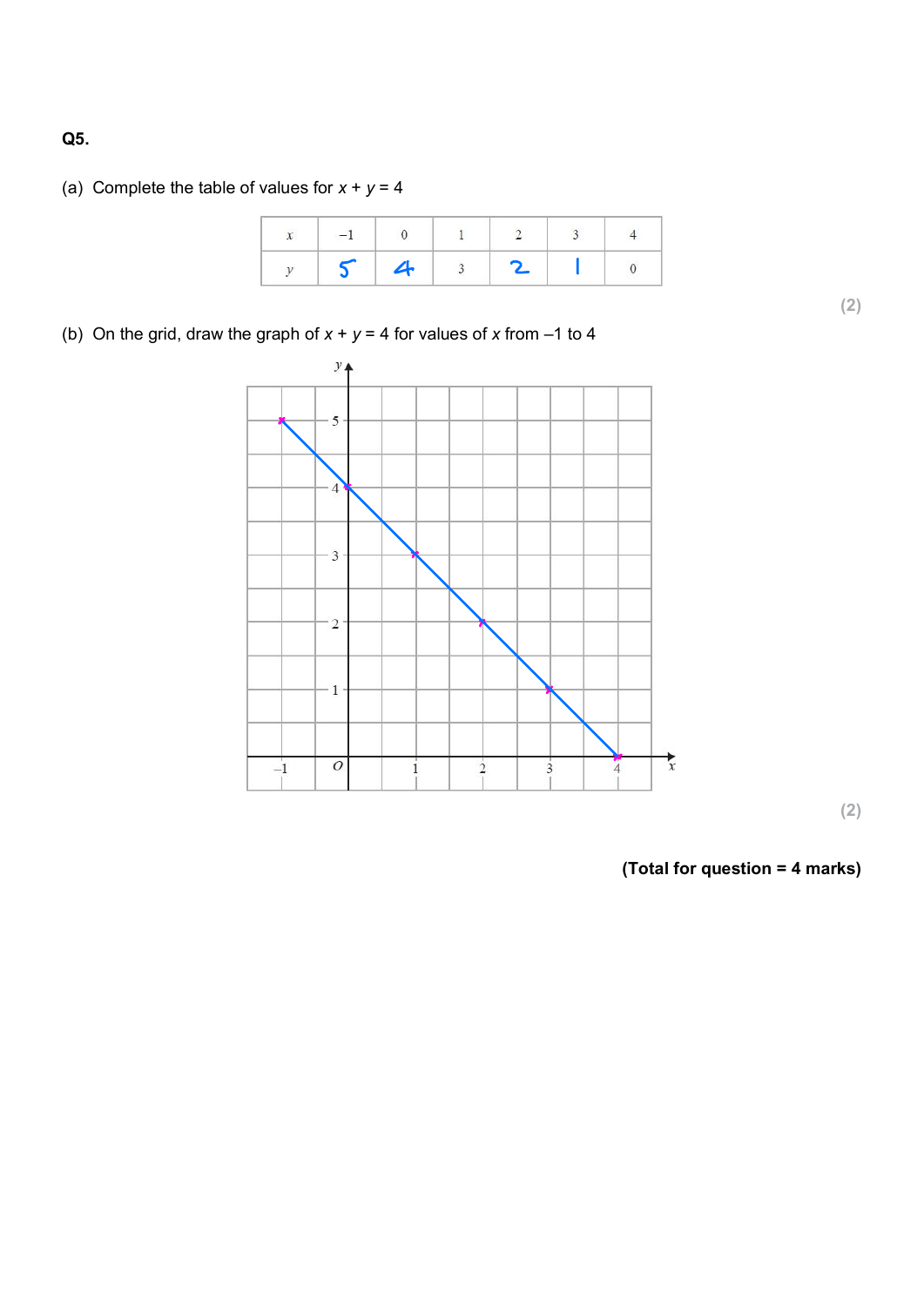**Q5.**

(a) Complete the table of values for $x + y = 4$

| $x$ | $-1$ | 0 | 1 | 2 | 3 | 4 |
|---|---|---|---|---|---|---|
| $y$ | 5 | 4 | 3 | 2 | 1 | 0 |

**(2)**

(b) On the grid, draw the graph of $x + y = 4$ for values of $x$ from $-1$ to 4

y

5

4

3

2

1

–1 O 1 2 3 4 x

**(2)**

**(Total for question = 4 marks)**